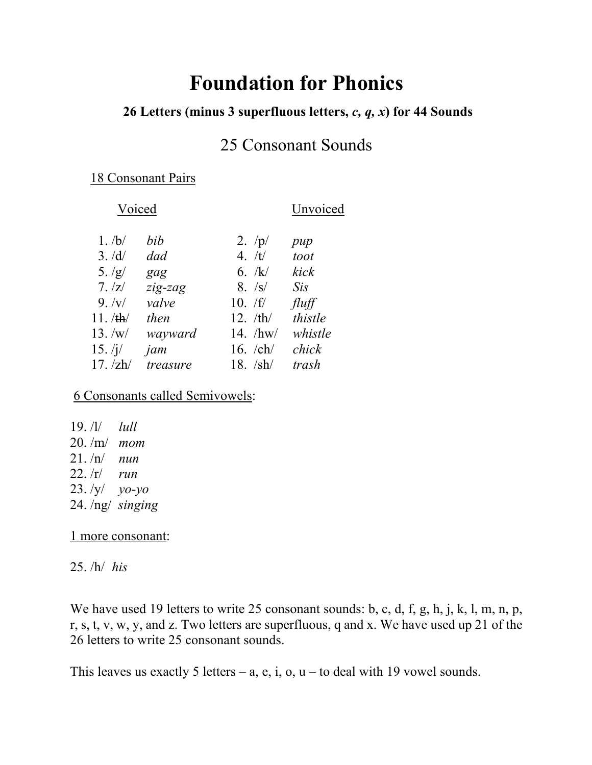# Foundation for Phonics

**26 Letters (minus 3 superfluous letters, *c, q, x*) for 44 Sounds**

## 25 Consonant Sounds

18 Consonant Pairs

| Voiced | | | Unvoiced | | |
|---|---|---|---|---|---|
| 1. | /b/ | *bib* | 2. | /p/ | *pup* |
| 3. | /d/ | *dad* | 4. | /t/ | *toot* |
| 5. | /g/ | *gag* | 6. | /k/ | *kick* |
| 7. | /z/ | *zig-zag* | 8. | /s/ | *Sis* |
| 9. | /v/ | *valve* | 10. | /f/ | *fluff* |
| 11. | /~~th~~/ | *then* | 12. | /th/ | *thistle* |
| 13. | /w/ | *wayward* | 14. | /hw/ | *whistle* |
| 15. | /j/ | *jam* | 16. | /ch/ | *chick* |
| 17. | /zh/ | *treasure* | 18. | /sh/ | *trash* |

6 Consonants called Semivowels:

19. /l/ *lull*
20. /m/ *mom*
21. /n/ *nun*
22. /r/ *run*
23. /y/ *yo-yo*
24. /ng/ *singing*

1 more consonant:

25. /h/ *his*

We have used 19 letters to write 25 consonant sounds: b, c, d, f, g, h, j, k, l, m, n, p, r, s, t, v, w, y, and z. Two letters are superfluous, q and x. We have used up 21 of the 26 letters to write 25 consonant sounds.

This leaves us exactly 5 letters – a, e, i, o, u – to deal with 19 vowel sounds.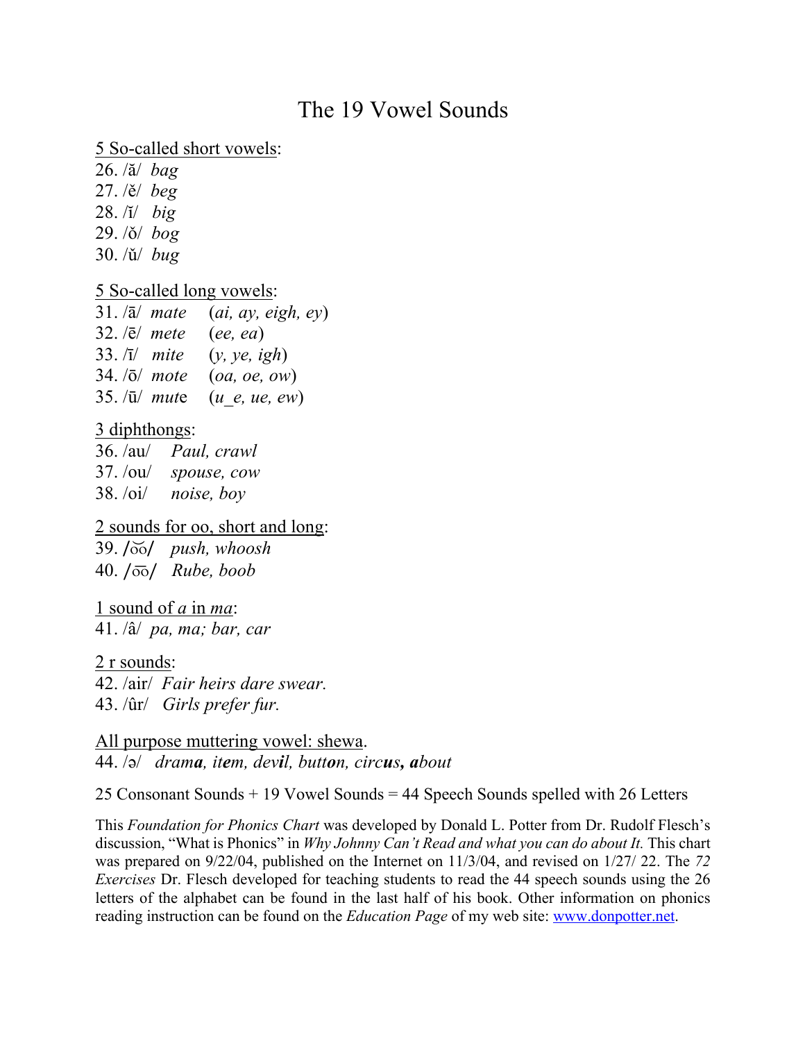# The 19 Vowel Sounds

5 So-called short vowels:
26. /ă/ *bag*
27. /ĕ/ *beg*
28. /ĭ/ *big*
29. /ŏ/ *bog*
30. /ŭ/ *bug*

5 So-called long vowels:
31. /ā/ *mate* (*ai, ay, eigh, ey*)
32. /ē/ *mete* (*ee, ea*)
33. /ī/ *mite* (*y, ye, igh*)
34. /ō/ *mote* (*oa, oe, ow*)
35. /ū/ *mut*e (*u_e, ue, ew*)

3 diphthongs:
36. /au/ *Paul, crawl*
37. /ou/ *spouse, cow*
38. /oi/ *noise, boy*

2 sounds for oo, short and long:
39. /o͝o/ *push, whoosh*
40. /o͞o/ *Rube, boob*

1 sound of *a* in *ma*:
41. /â/ *pa, ma; bar, car*

2 r sounds:
42. /air/ *Fair heirs dare swear.*
43. /ûr/ *Girls prefer fur.*

All purpose muttering vowel: shewa.
44. /ə/ *dram**a**, it**e**m, dev**i**l, butt**o**n, circ**u**s, **a**bout*

25 Consonant Sounds + 19 Vowel Sounds = 44 Speech Sounds spelled with 26 Letters

This *Foundation for Phonics Chart* was developed by Donald L. Potter from Dr. Rudolf Flesch's discussion, "What is Phonics" in *Why Johnny Can't Read and what you can do about It.* This chart was prepared on 9/22/04, published on the Internet on 11/3/04, and revised on 1/27/ 22. The *72 Exercises* Dr. Flesch developed for teaching students to read the 44 speech sounds using the 26 letters of the alphabet can be found in the last half of his book. Other information on phonics reading instruction can be found on the *Education Page* of my web site: [www.donpotter.net](http://www.donpotter.net).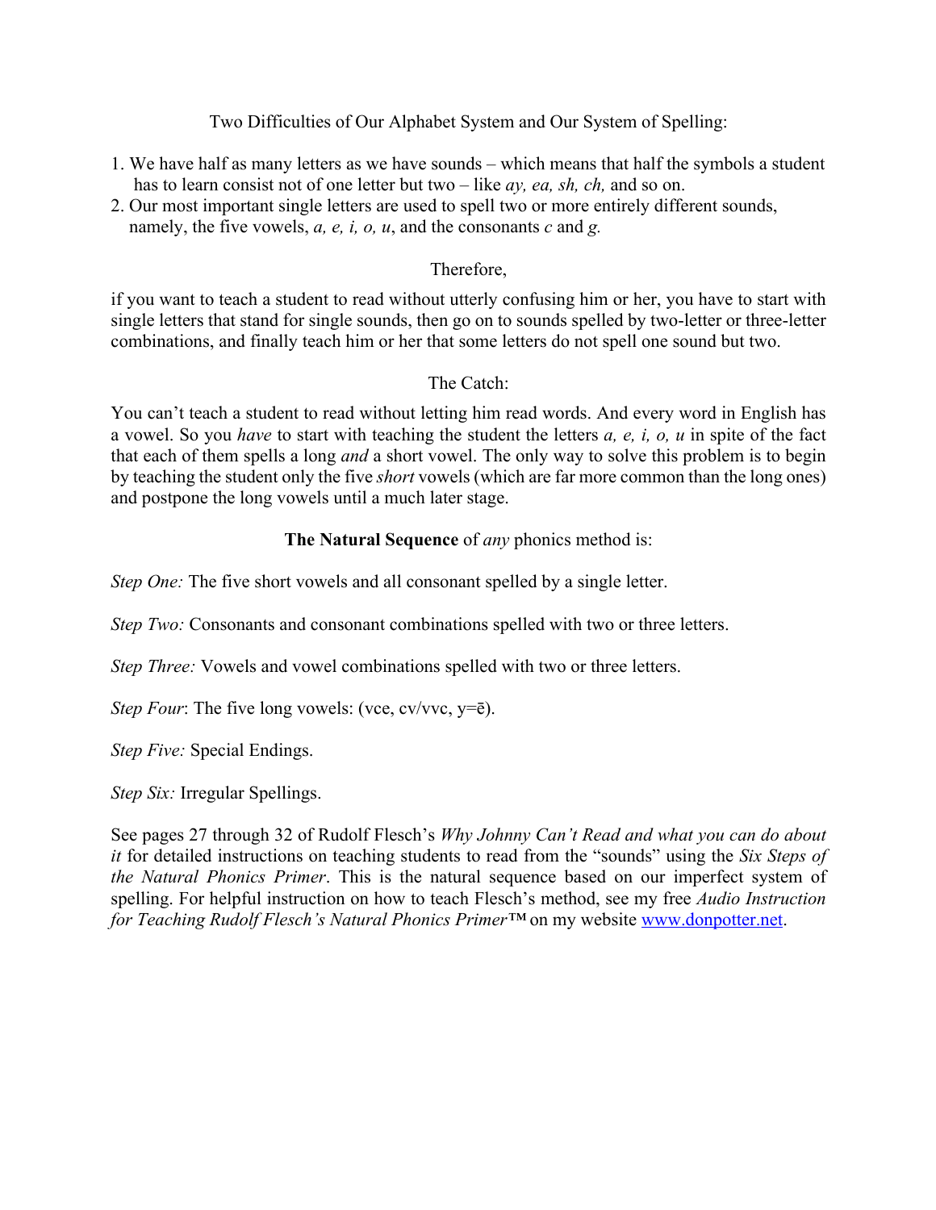Two Difficulties of Our Alphabet System and Our System of Spelling:

1. We have half as many letters as we have sounds – which means that half the symbols a student has to learn consist not of one letter but two – like *ay, ea, sh, ch,* and so on.
2. Our most important single letters are used to spell two or more entirely different sounds, namely, the five vowels, *a, e, i, o, u*, and the consonants *c* and *g.*

Therefore,

if you want to teach a student to read without utterly confusing him or her, you have to start with single letters that stand for single sounds, then go on to sounds spelled by two-letter or three-letter combinations, and finally teach him or her that some letters do not spell one sound but two.

The Catch:

You can't teach a student to read without letting him read words. And every word in English has a vowel. So you *have* to start with teaching the student the letters *a, e, i, o, u* in spite of the fact that each of them spells a long *and* a short vowel. The only way to solve this problem is to begin by teaching the student only the five *short* vowels (which are far more common than the long ones) and postpone the long vowels until a much later stage.

**The Natural Sequence** of *any* phonics method is:

*Step One:* The five short vowels and all consonant spelled by a single letter.

*Step Two:* Consonants and consonant combinations spelled with two or three letters.

*Step Three:* Vowels and vowel combinations spelled with two or three letters.

*Step Four*: The five long vowels: (vce, cv/vvc, y=ē).

*Step Five:* Special Endings.

*Step Six:* Irregular Spellings.

See pages 27 through 32 of Rudolf Flesch's *Why Johnny Can't Read and what you can do about it* for detailed instructions on teaching students to read from the "sounds" using the *Six Steps of the Natural Phonics Primer*. This is the natural sequence based on our imperfect system of spelling. For helpful instruction on how to teach Flesch's method, see my free *Audio Instruction for Teaching Rudolf Flesch's Natural Phonics Primer*™ on my website www.donpotter.net.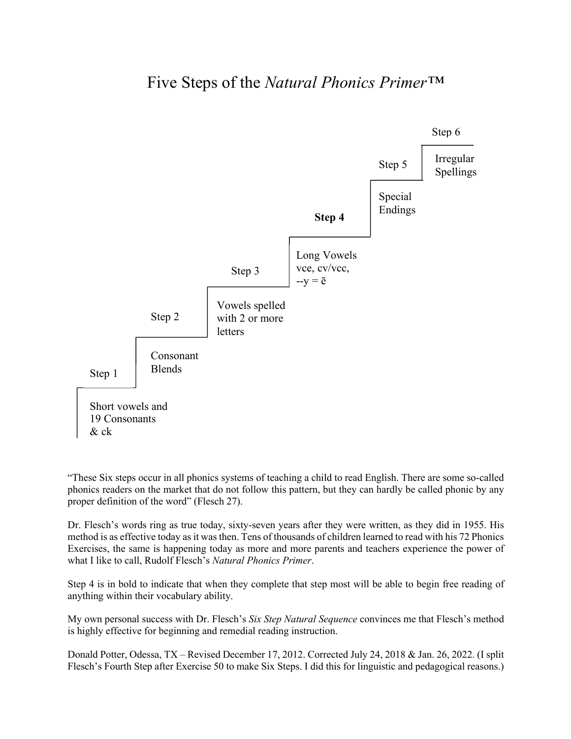# Five Steps of the *Natural Phonics Primer™*

Step 1

Short vowels and
19 Consonants
& ck

Step 2

Consonant
Blends

Step 3

Vowels spelled
with 2 or more
letters

**Step 4**

Long Vowels
vce, cv/vcc,
--y = ē

Step 5

Special
Endings

Step 6

Irregular
Spellings

"These Six steps occur in all phonics systems of teaching a child to read English. There are some so-called phonics readers on the market that do not follow this pattern, but they can hardly be called phonic by any proper definition of the word" (Flesch 27).

Dr. Flesch's words ring as true today, sixty-seven years after they were written, as they did in 1955. His method is as effective today as it was then. Tens of thousands of children learned to read with his 72 Phonics Exercises, the same is happening today as more and more parents and teachers experience the power of what I like to call, Rudolf Flesch's *Natural Phonics Primer*.

Step 4 is in bold to indicate that when they complete that step most will be able to begin free reading of anything within their vocabulary ability.

My own personal success with Dr. Flesch's *Six Step Natural Sequence* convinces me that Flesch's method is highly effective for beginning and remedial reading instruction.

Donald Potter, Odessa, TX – Revised December 17, 2012. Corrected July 24, 2018 & Jan. 26, 2022. (I split Flesch's Fourth Step after Exercise 50 to make Six Steps. I did this for linguistic and pedagogical reasons.)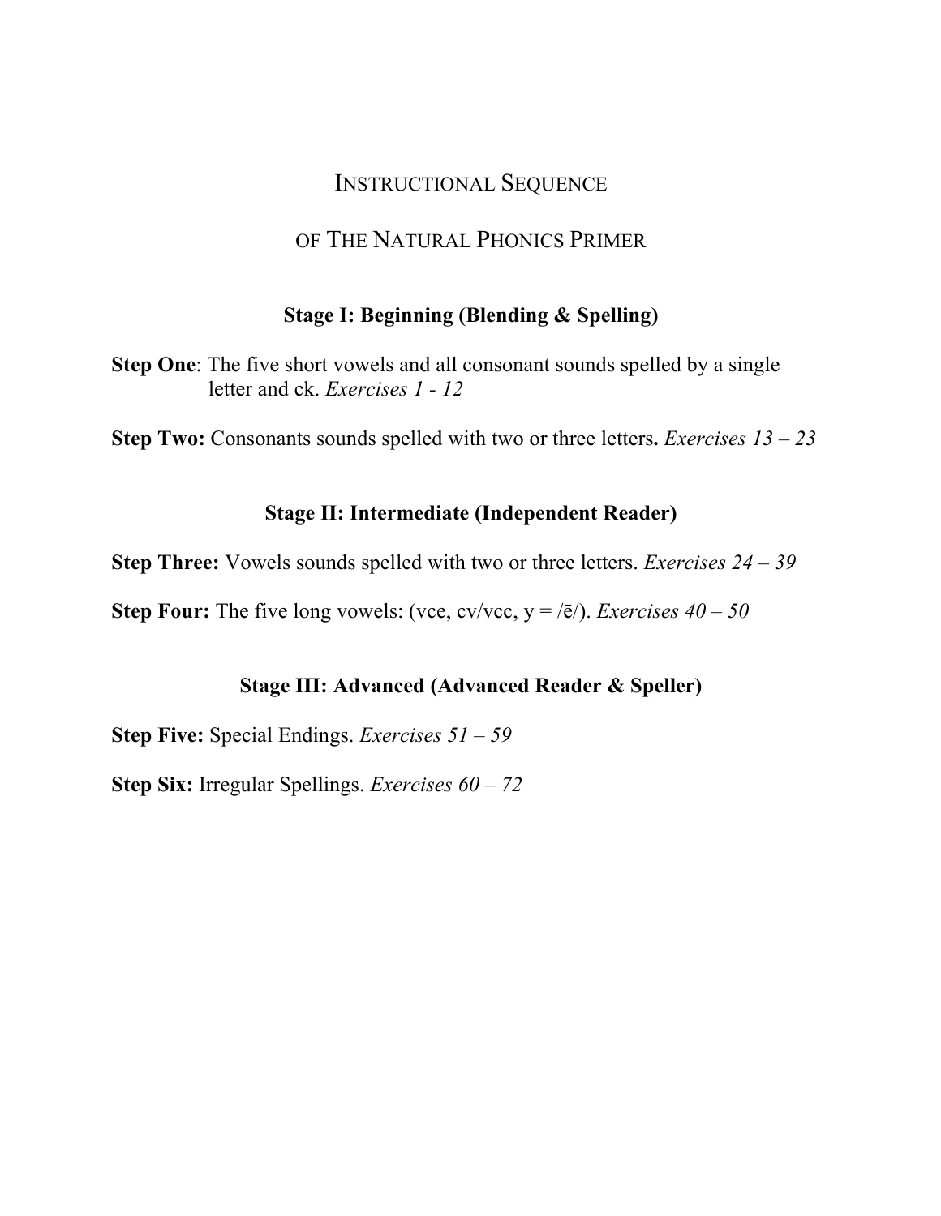# INSTRUCTIONAL SEQUENCE

# OF THE NATURAL PHONICS PRIMER

## Stage I: Beginning (Blending & Spelling)

**Step One**: The five short vowels and all consonant sounds spelled by a single letter and ck. *Exercises 1 - 12*

**Step Two:** Consonants sounds spelled with two or three letters**.** *Exercises 13 – 23*

## Stage II: Intermediate (Independent Reader)

**Step Three:** Vowels sounds spelled with two or three letters. *Exercises 24 – 39*

**Step Four:** The five long vowels: (vce, cv/vcc, y = /ē/). *Exercises 40 – 50*

## Stage III: Advanced (Advanced Reader & Speller)

**Step Five:** Special Endings. *Exercises 51 – 59*

**Step Six:** Irregular Spellings. *Exercises 60 – 72*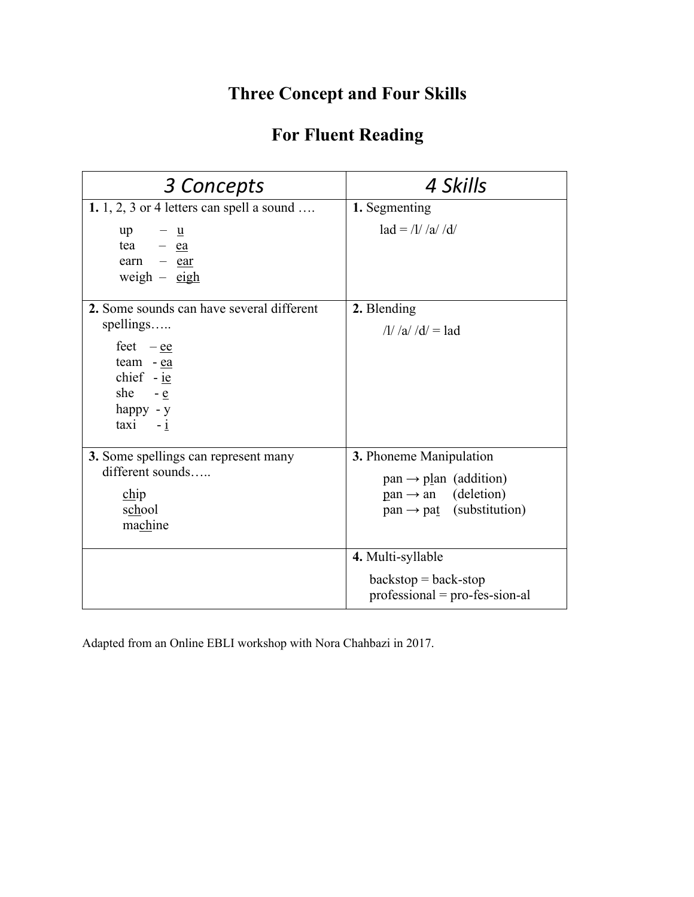# Three Concept and Four Skills

# For Fluent Reading

| *3 Concepts* | *4 Skills* |
|---|---|
| **1.** 1, 2, 3 or 4 letters can spell a sound …. <br> up – <u>u</u> <br> tea – <u>ea</u> <br> earn – <u>ear</u> <br> weigh – <u>eigh</u> | **1.** Segmenting <br> lad = /l/ /a/ /d/ |
| **2.** Some sounds can have several different spellings….. <br> feet – <u>ee</u> <br> team - <u>ea</u> <br> chief - <u>ie</u> <br> she - <u>e</u> <br> happy - y <br> taxi - <u>i</u> | **2.** Blending <br> /l/ /a/ /d/ = lad |
| **3.** Some spellings can represent many different sounds….. <br> <u>ch</u>ip <br> s<u>ch</u>ool <br> ma<u>ch</u>ine | **3.** Phoneme Manipulation <br> pan → p<u>l</u>an (addition) <br> <u>p</u>an → an (deletion) <br> pan → pa<u>t</u> (substitution) |
| | **4.** Multi-syllable <br> backstop = back-stop <br> professional = pro-fes-sion-al |

Adapted from an Online EBLI workshop with Nora Chahbazi in 2017.